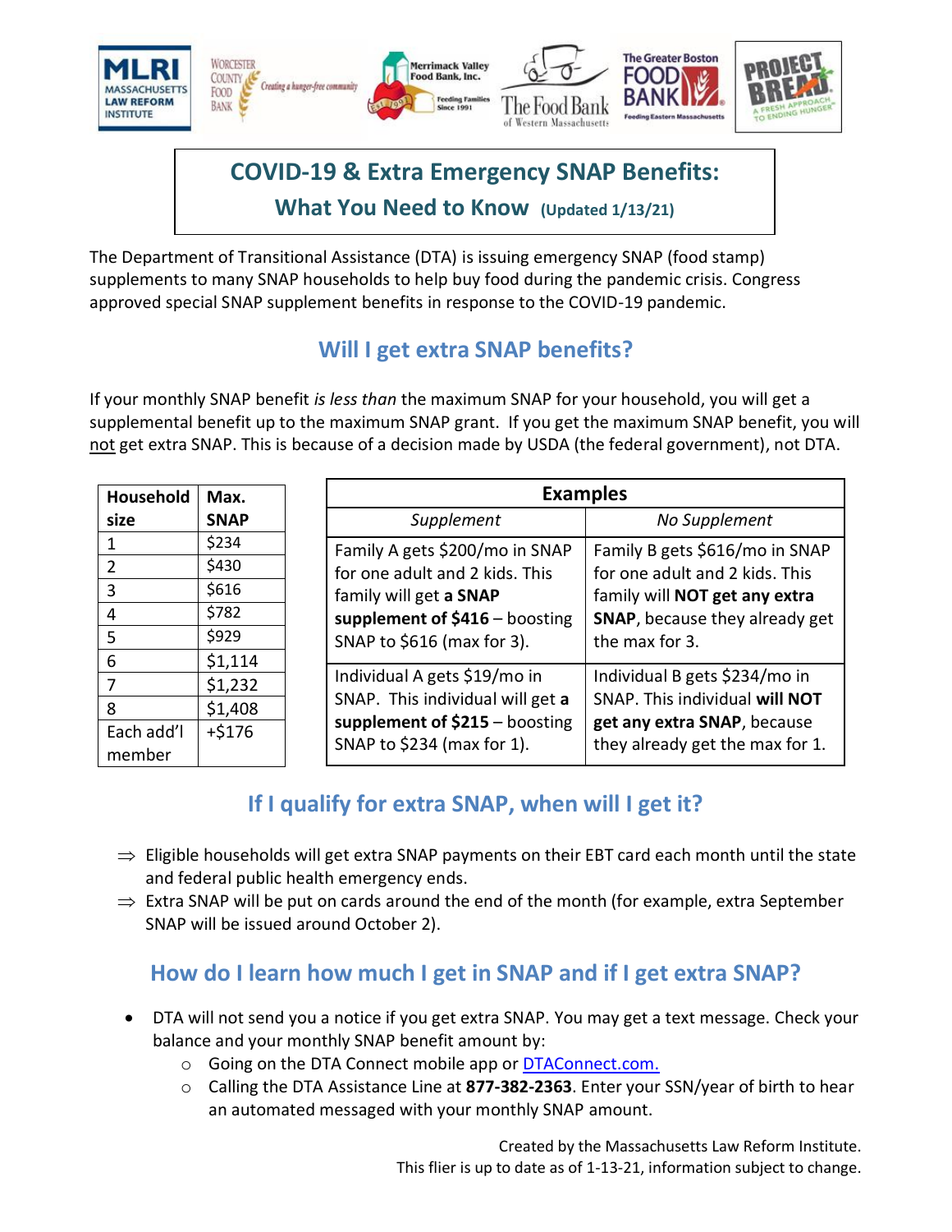# COVID-19 & Extra Emergency SNAP Benefits:

## What You Need to Know (Updated 1/13/21)

The Department of Transitional Assistance (DTA) is issuing emergency SNAP (food stamp) supplements to many SNAP households to help buy food during the pandemic crisis. Congress approved special SNAP supplement benefits in response to the COVID-19 pandemic.

## Will I get extra SNAP benefits?

If your monthly SNAP benefit *is less than* the maximum SNAP for your household, you will get a supplemental benefit up to the maximum SNAP grant. If you get the maximum SNAP benefit, you will not get extra SNAP. This is because of a decision made by USDA (the federal government), not DTA.

| Household size | Max. SNAP |
|---|---|
| 1 | $234 |
| 2 | $430 |
| 3 | $616 |
| 4 | $782 |
| 5 | $929 |
| 6 | $1,114 |
| 7 | $1,232 |
| 8 | $1,408 |
| Each add'l member | +$176 |

| Examples | |
|---|---|
| *Supplement* | *No Supplement* |
| Family A gets $200/mo in SNAP for one adult and 2 kids. This family will get **a SNAP supplement of $416** – boosting SNAP to $616 (max for 3). | Family B gets $616/mo in SNAP for one adult and 2 kids. This family will **NOT get any extra SNAP**, because they already get the max for 3. |
| Individual A gets $19/mo in SNAP. This individual will get **a supplement of $215** – boosting SNAP to $234 (max for 1). | Individual B gets $234/mo in SNAP. This individual **will NOT get any extra SNAP**, because they already get the max for 1. |

## If I qualify for extra SNAP, when will I get it?

- ⇒ Eligible households will get extra SNAP payments on their EBT card each month until the state and federal public health emergency ends.
- ⇒ Extra SNAP will be put on cards around the end of the month (for example, extra September SNAP will be issued around October 2).

## How do I learn how much I get in SNAP and if I get extra SNAP?

- DTA will not send you a notice if you get extra SNAP. You may get a text message. Check your balance and your monthly SNAP benefit amount by:
  - Going on the DTA Connect mobile app or DTAConnect.com.
  - Calling the DTA Assistance Line at **877-382-2363**. Enter your SSN/year of birth to hear an automated messaged with your monthly SNAP amount.

Created by the Massachusetts Law Reform Institute.
This flier is up to date as of 1-13-21, information subject to change.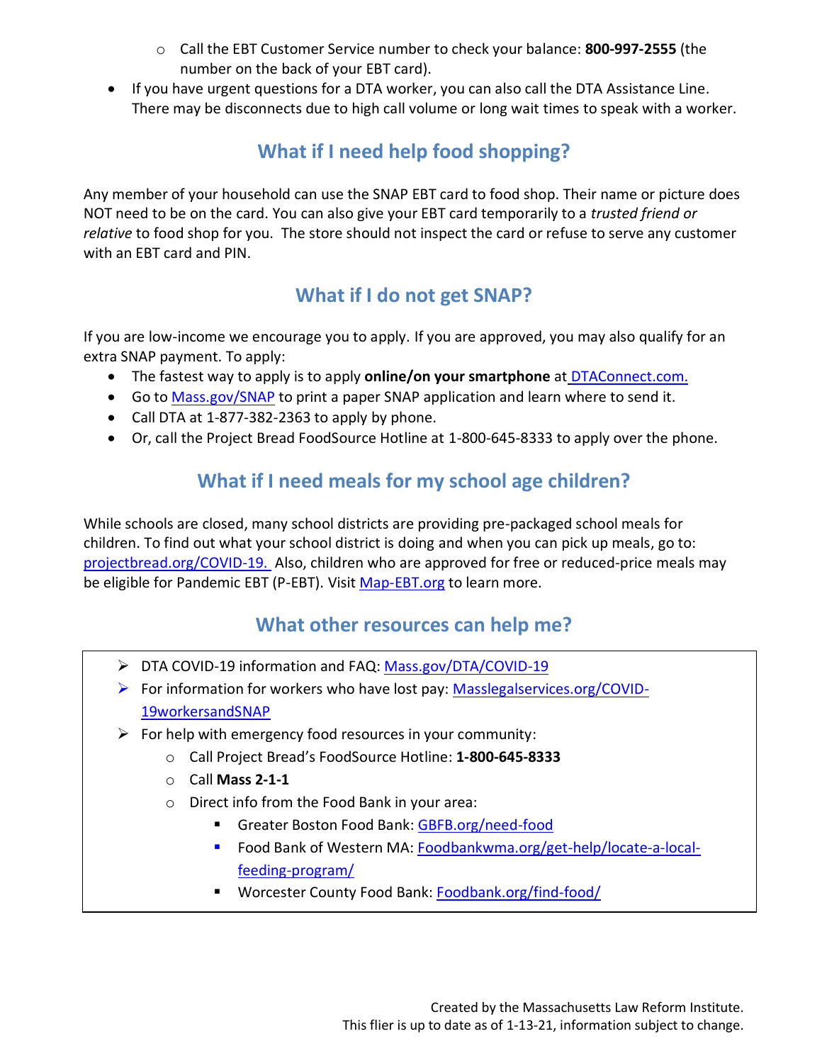- Call the EBT Customer Service number to check your balance: **800-997-2555** (the number on the back of your EBT card).
- If you have urgent questions for a DTA worker, you can also call the DTA Assistance Line. There may be disconnects due to high call volume or long wait times to speak with a worker.

## What if I need help food shopping?

Any member of your household can use the SNAP EBT card to food shop. Their name or picture does NOT need to be on the card. You can also give your EBT card temporarily to a *trusted friend or relative* to food shop for you. The store should not inspect the card or refuse to serve any customer with an EBT card and PIN.

## What if I do not get SNAP?

If you are low-income we encourage you to apply. If you are approved, you may also qualify for an extra SNAP payment. To apply:

- The fastest way to apply is to apply **online/on your smartphone** at DTAConnect.com.
- Go to Mass.gov/SNAP to print a paper SNAP application and learn where to send it.
- Call DTA at 1-877-382-2363 to apply by phone.
- Or, call the Project Bread FoodSource Hotline at 1-800-645-8333 to apply over the phone.

## What if I need meals for my school age children?

While schools are closed, many school districts are providing pre-packaged school meals for children. To find out what your school district is doing and when you can pick up meals, go to: projectbread.org/COVID-19. Also, children who are approved for free or reduced-price meals may be eligible for Pandemic EBT (P-EBT). Visit Map-EBT.org to learn more.

## What other resources can help me?

- DTA COVID-19 information and FAQ: Mass.gov/DTA/COVID-19
- For information for workers who have lost pay: Masslegalservices.org/COVID-19workersandSNAP
- For help with emergency food resources in your community:
  - Call Project Bread's FoodSource Hotline: **1-800-645-8333**
  - Call **Mass 2-1-1**
  - Direct info from the Food Bank in your area:
    - Greater Boston Food Bank: GBFB.org/need-food
    - Food Bank of Western MA: Foodbankwma.org/get-help/locate-a-local-feeding-program/
    - Worcester County Food Bank: Foodbank.org/find-food/

Created by the Massachusetts Law Reform Institute.
This flier is up to date as of 1-13-21, information subject to change.